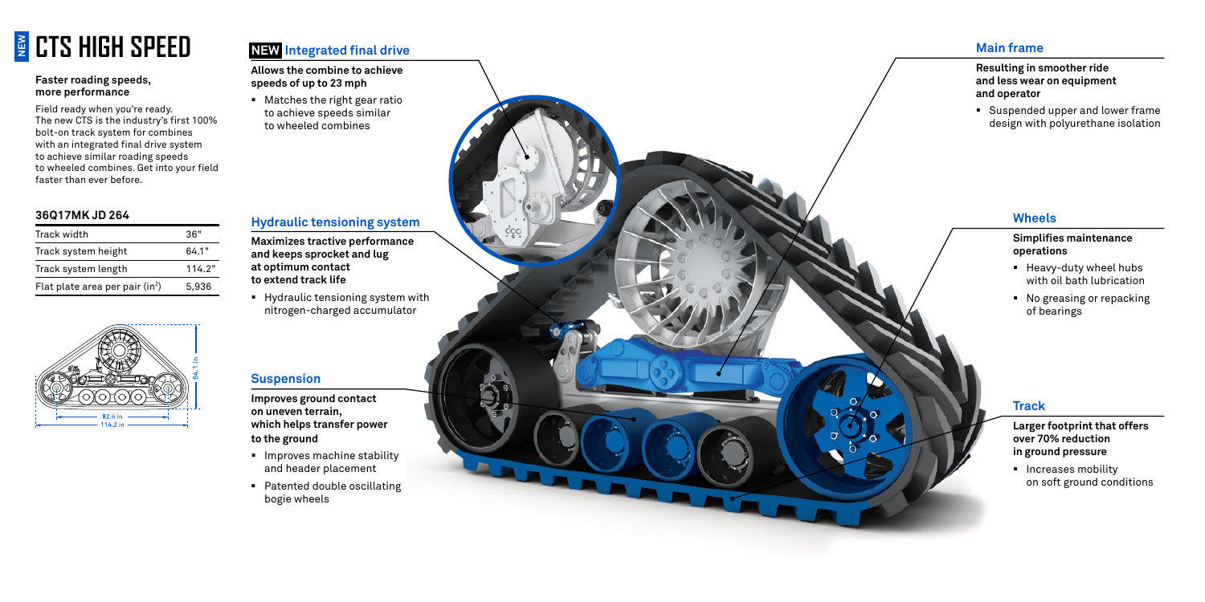# NEW CTS HIGH SPEED

**Faster roading speeds, more performance**

Field ready when you're ready. The new CTS is the industry's first 100% bolt-on track system for combines with an integrated final drive system to achieve similar roading speeds to wheeled combines. Get into your field faster than ever before.

### 36Q17MK JD 264

| Track width | 36" |
|---|---|
| Track system height | 64.1" |
| Track system length | 114.2" |
| Flat plate area per pair ($in^2$) | 5,936 |

64.1 in

82.4 in

114.2 in

## NEW Integrated final drive

**Allows the combine to achieve speeds of up to 23 mph**

- Matches the right gear ratio to achieve speeds similar to wheeled combines

## Hydraulic tensioning system

**Maximizes tractive performance and keeps sprocket and lug at optimum contact to extend track life**

- Hydraulic tensioning system with nitrogen-charged accumulator

## Suspension

**Improves ground contact on uneven terrain, which helps transfer power to the ground**

- Improves machine stability and header placement
- Patented double oscillating bogie wheels

## Main frame

**Resulting in smoother ride and less wear on equipment and operator**

- Suspended upper and lower frame design with polyurethane isolation

## Wheels

**Simplifies maintenance operations**

- Heavy-duty wheel hubs with oil bath lubrication
- No greasing or repacking of bearings

## Track

**Larger footprint that offers over 70% reduction in ground pressure**

- Increases mobility on soft ground conditions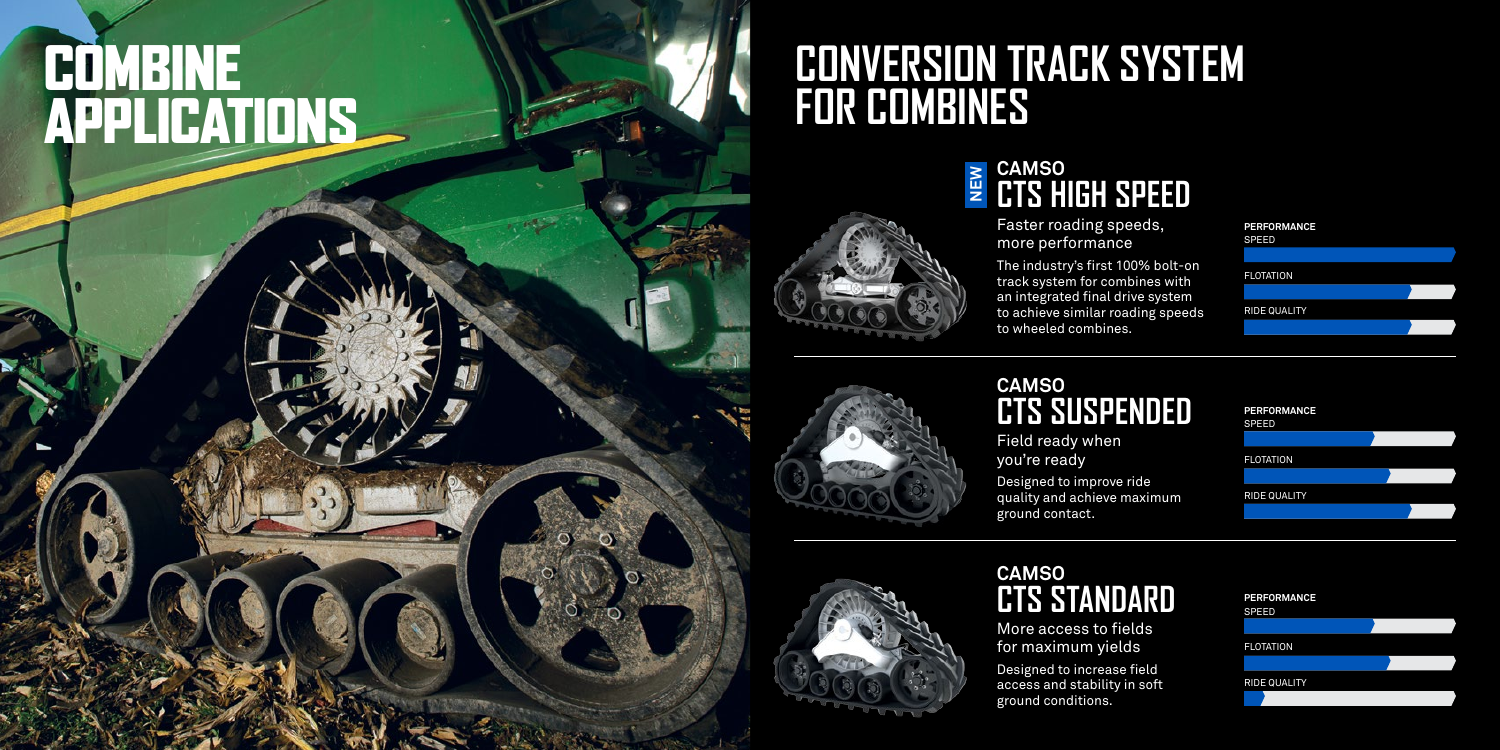# COMBINE APPLICATIONS

# CONVERSION TRACK SYSTEM FOR COMBINES

## NEW CAMSO CTS HIGH SPEED

Faster roading speeds, more performance

The industry's first 100% bolt-on track system for combines with an integrated final drive system to achieve similar roading speeds to wheeled combines.

PERFORMANCE

SPEED

FLOTATION

RIDE QUALITY

## CAMSO CTS SUSPENDED

Field ready when you're ready

Designed to improve ride quality and achieve maximum ground contact.

PERFORMANCE

SPEED

FLOTATION

RIDE QUALITY

## CAMSO CTS STANDARD

More access to fields for maximum yields

Designed to increase field access and stability in soft ground conditions.

PERFORMANCE

SPEED

FLOTATION

RIDE QUALITY